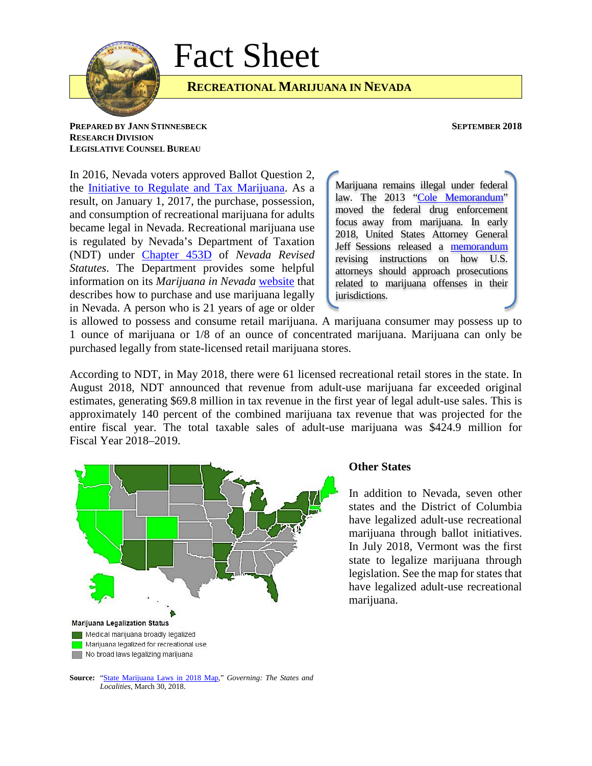# Fact Sheet

## Recreational Marijuana in Nevada

**Prepared by Jann Stinnesbeck**
**Research Division**
**Legislative Counsel Bureau**

**September 2018**

In 2016, Nevada voters approved Ballot Question 2, the Initiative to Regulate and Tax Marijuana. As a result, on January 1, 2017, the purchase, possession, and consumption of recreational marijuana for adults became legal in Nevada. Recreational marijuana use is regulated by Nevada's Department of Taxation (NDT) under Chapter 453D of *Nevada Revised Statutes*. The Department provides some helpful information on its *Marijuana in Nevada* website that describes how to purchase and use marijuana legally in Nevada. A person who is 21 years of age or older is allowed to possess and consume retail marijuana. A marijuana consumer may possess up to 1 ounce of marijuana or 1/8 of an ounce of concentrated marijuana. Marijuana can only be purchased legally from state-licensed retail marijuana stores.

> Marijuana remains illegal under federal law. The 2013 "Cole Memorandum" moved the federal drug enforcement focus away from marijuana. In early 2018, United States Attorney General Jeff Sessions released a memorandum revising instructions on how U.S. attorneys should approach prosecutions related to marijuana offenses in their jurisdictions.

According to NDT, in May 2018, there were 61 licensed recreational retail stores in the state. In August 2018, NDT announced that revenue from adult-use marijuana far exceeded original estimates, generating $69.8 million in tax revenue in the first year of legal adult-use sales. This is approximately 140 percent of the combined marijuana tax revenue that was projected for the entire fiscal year. The total taxable sales of adult-use marijuana was $424.9 million for Fiscal Year 2018–2019.

### Other States

In addition to Nevada, seven other states and the District of Columbia have legalized adult-use recreational marijuana through ballot initiatives. In July 2018, Vermont was the first state to legalize marijuana through legislation. See the map for states that have legalized adult-use recreational marijuana.

Marijuana Legalization Status
- Medical marijuana broadly legalized
- Marijuana legalized for recreational use
- No broad laws legalizing marijuana

**Source:** "State Marijuana Laws in 2018 Map," *Governing: The States and Localities*, March 30, 2018.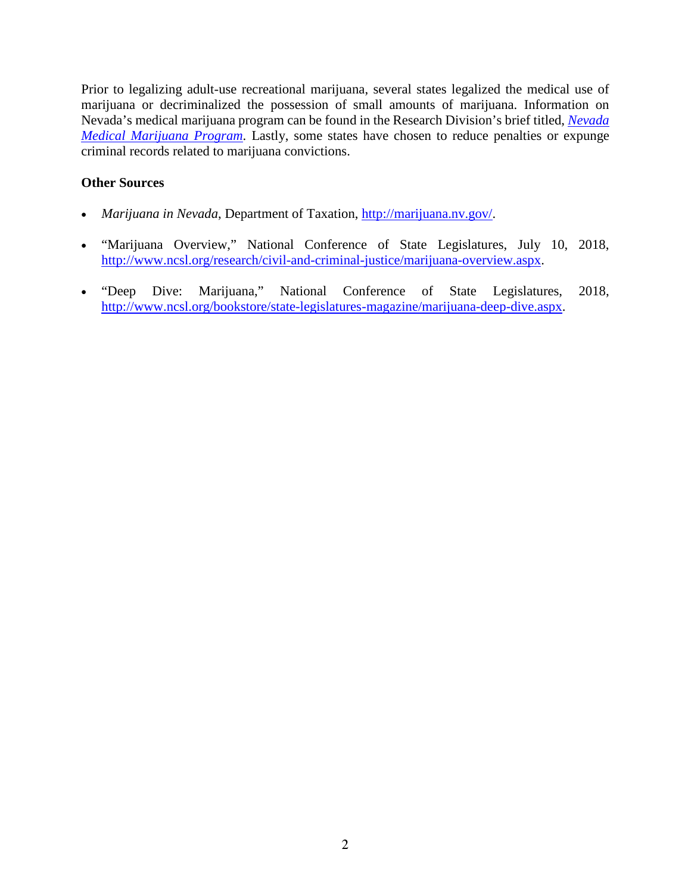Prior to legalizing adult-use recreational marijuana, several states legalized the medical use of marijuana or decriminalized the possession of small amounts of marijuana. Information on Nevada's medical marijuana program can be found in the Research Division's brief titled, [*Nevada Medical Marijuana Program*](). Lastly, some states have chosen to reduce penalties or expunge criminal records related to marijuana convictions.

**Other Sources**

- *Marijuana in Nevada*, Department of Taxation, [http://marijuana.nv.gov/](http://marijuana.nv.gov/).
- "Marijuana Overview," National Conference of State Legislatures, July 10, 2018, [http://www.ncsl.org/research/civil-and-criminal-justice/marijuana-overview.aspx](http://www.ncsl.org/research/civil-and-criminal-justice/marijuana-overview.aspx).
- "Deep Dive: Marijuana," National Conference of State Legislatures, 2018, [http://www.ncsl.org/bookstore/state-legislatures-magazine/marijuana-deep-dive.aspx](http://www.ncsl.org/bookstore/state-legislatures-magazine/marijuana-deep-dive.aspx).